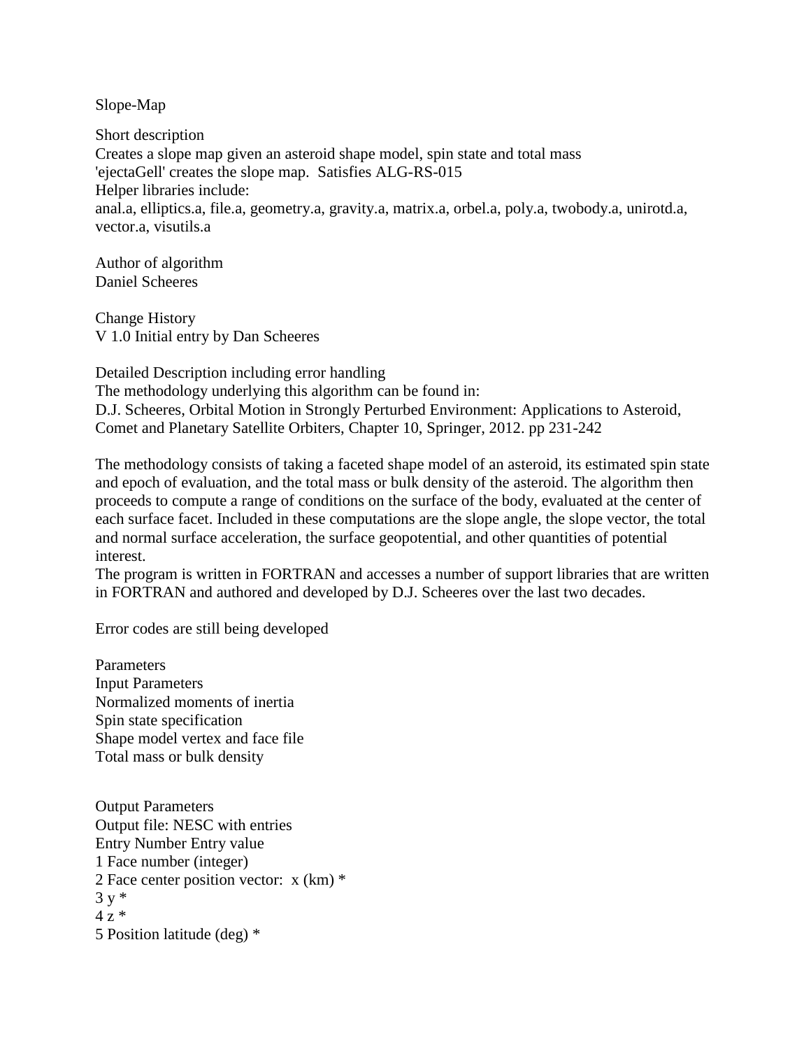# Slope-Map

## Short description

Creates a slope map given an asteroid shape model, spin state and total mass
'ejectaGell' creates the slope map. Satisfies ALG-RS-015
Helper libraries include:
anal.a, elliptics.a, file.a, geometry.a, gravity.a, matrix.a, orbel.a, poly.a, twobody.a, unirotd.a, vector.a, visutils.a

## Author of algorithm

Daniel Scheeres

## Change History

V 1.0 Initial entry by Dan Scheeres

## Detailed Description including error handling

The methodology underlying this algorithm can be found in:
D.J. Scheeres, Orbital Motion in Strongly Perturbed Environment: Applications to Asteroid, Comet and Planetary Satellite Orbiters, Chapter 10, Springer, 2012. pp 231-242

The methodology consists of taking a faceted shape model of an asteroid, its estimated spin state and epoch of evaluation, and the total mass or bulk density of the asteroid. The algorithm then proceeds to compute a range of conditions on the surface of the body, evaluated at the center of each surface facet. Included in these computations are the slope angle, the slope vector, the total and normal surface acceleration, the surface geopotential, and other quantities of potential interest.
The program is written in FORTRAN and accesses a number of support libraries that are written in FORTRAN and authored and developed by D.J. Scheeres over the last two decades.

Error codes are still being developed

## Parameters

### Input Parameters

Normalized moments of inertia
Spin state specification
Shape model vertex and face file
Total mass or bulk density

### Output Parameters

Output file: NESC with entries

| Entry Number | Entry value |
|---|---|
| 1 | Face number (integer) |
| 2 | Face center position vector: x (km) * |
| 3 | y * |
| 4 | z * |
| 5 | Position latitude (deg) * |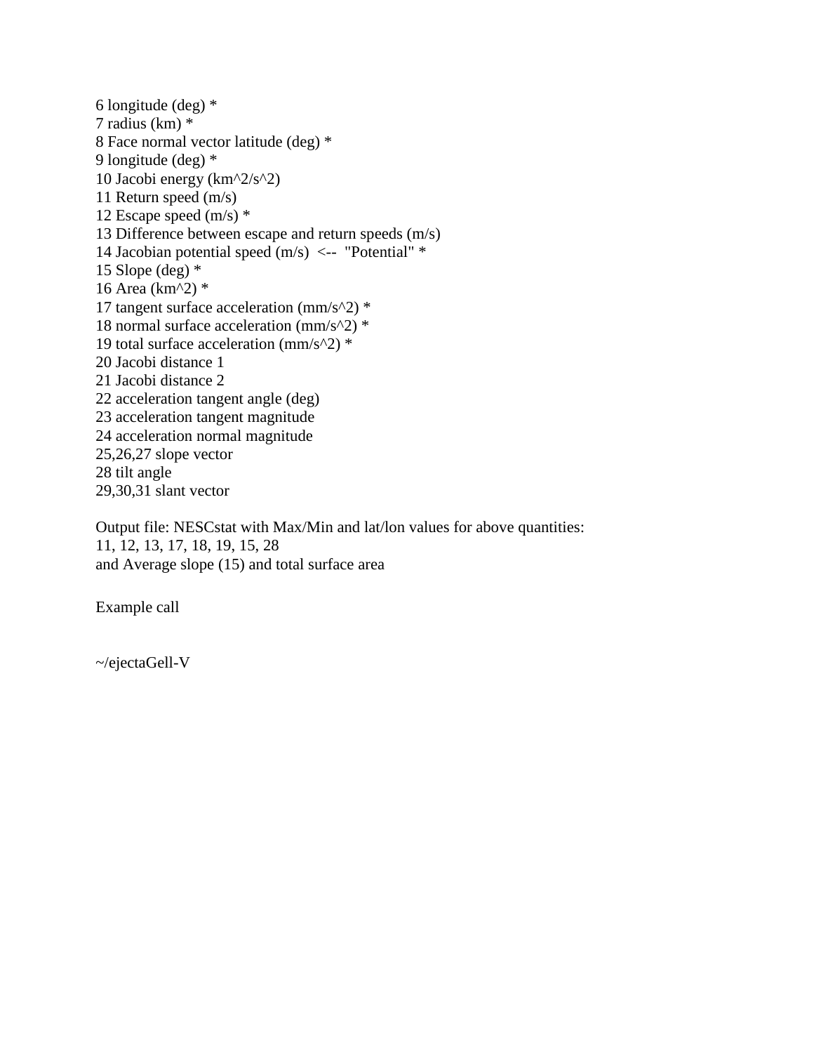6 longitude (deg) *
7 radius (km) *
8 Face normal vector latitude (deg) *
9 longitude (deg) *
10 Jacobi energy (km^2/s^2)
11 Return speed (m/s)
12 Escape speed (m/s) *
13 Difference between escape and return speeds (m/s)
14 Jacobian potential speed (m/s)  <--  "Potential" *
15 Slope (deg) *
16 Area (km^2) *
17 tangent surface acceleration (mm/s^2) *
18 normal surface acceleration (mm/s^2) *
19 total surface acceleration (mm/s^2) *
20 Jacobi distance 1
21 Jacobi distance 2
22 acceleration tangent angle (deg)
23 acceleration tangent magnitude
24 acceleration normal magnitude
25,26,27 slope vector
28 tilt angle
29,30,31 slant vector

Output file: NESCstat with Max/Min and lat/lon values for above quantities:
11, 12, 13, 17, 18, 19, 15, 28
and Average slope (15) and total surface area

Example call

~/ejectaGell-V